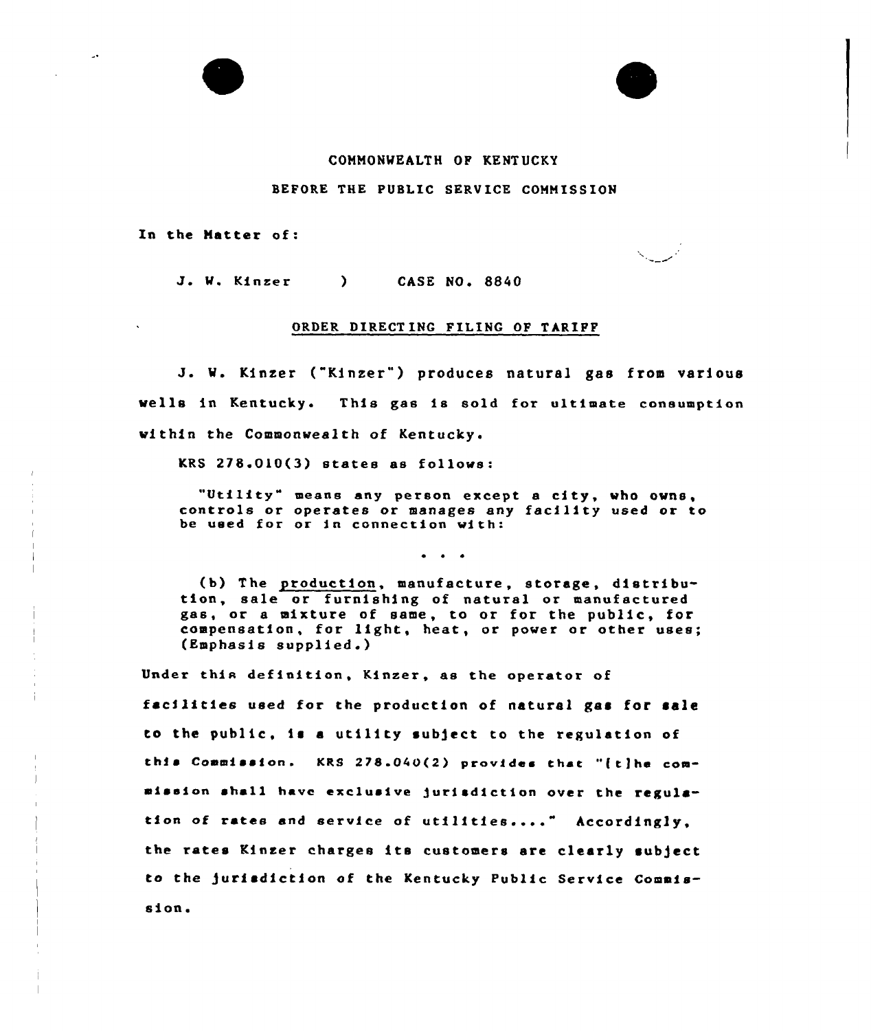COMMONWEALTH OF KENTUCKY

BEFORE THE PUBLIC SERVICE COMMISSION

In the Matter of:

J. W. Kinzer ) CASE NO. 8840

ORDER DIRECTING FILING OF TARIFF

J. W. Kinzer ("Kinzer") produces natural gas from various wells in Kentucky. This gas is sold for ultimate consumption within the Commonwealth of Kentucky.

KRS 278.010(3) states as follows:

> "Utility" means any person except a city, who owns, controls or operates or manages any facility used or to be used for or in connection with:
>
> . . .
>
> (b) The <u>production</u>, manufacture, storage, distribution, sale or furnishing of natural or manufactured gas, or a mixture of same, to or for the public, for compensation, for light, heat, or power or other uses; (Emphasis supplied.)

Under this definition, Kinzer, as the operator of facilities used for the production of natural gas for sale to the public, is a utility subject to the regulation of this Commission. KRS 278.040(2) provides that "[t]he commission shall have exclusive jurisdiction over the regulation of rates and service of utilities...." Accordingly, the rates Kinzer charges its customers are clearly subject to the jurisdiction of the Kentucky Public Service Commission.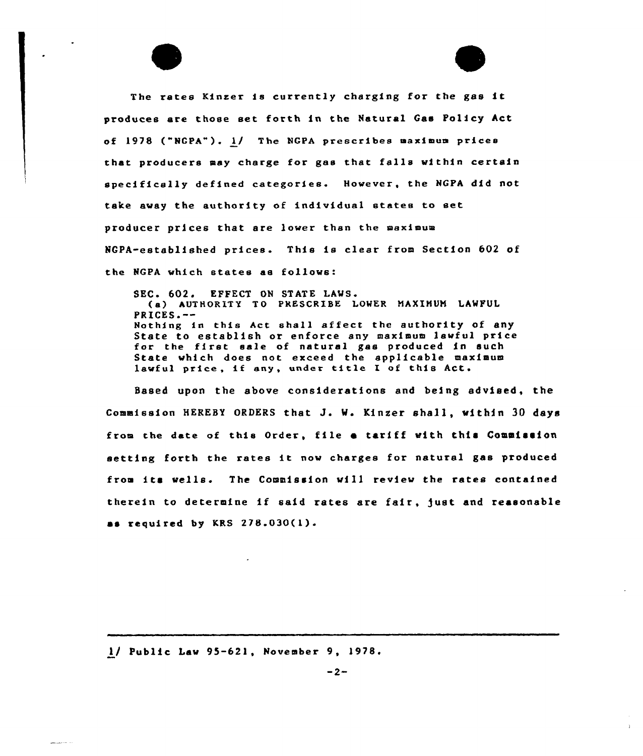The rates Kinzer is currently charging for the gas it produces are those set forth in the Natural Gas Policy Act of 1978 ("NGPA"). 1/ The NGPA prescribes maximum prices that producers may charge for gas that falls within certain specifically defined categories. However, the NGPA did not take away the authority of individual states to set producer prices that are lower than the maximum NGPA-established prices. This is clear from Section 602 of the NGPA which states as follows:

> SEC. 602. EFFECT ON STATE LAWS.
> (a) AUTHORITY TO PRESCRIBE LOWER MAXIMUM LAWFUL PRICES.--
> Nothing in this Act shall affect the authority of any State to establish or enforce any maximum lawful price for the first sale of natural gas produced in such State which does not exceed the applicable maximum lawful price, if any, under title I of this Act.

Based upon the above considerations and being advised, the Commission HEREBY ORDERS that J. W. Kinzer shall, within 30 days from the date of this Order, file a tariff with this Commission setting forth the rates it now charges for natural gas produced from its wells. The Commission will review the rates contained therein to determine if said rates are fair, just and reasonable as required by KRS 278.030(1).

---

1/ Public Law 95-621, November 9, 1978.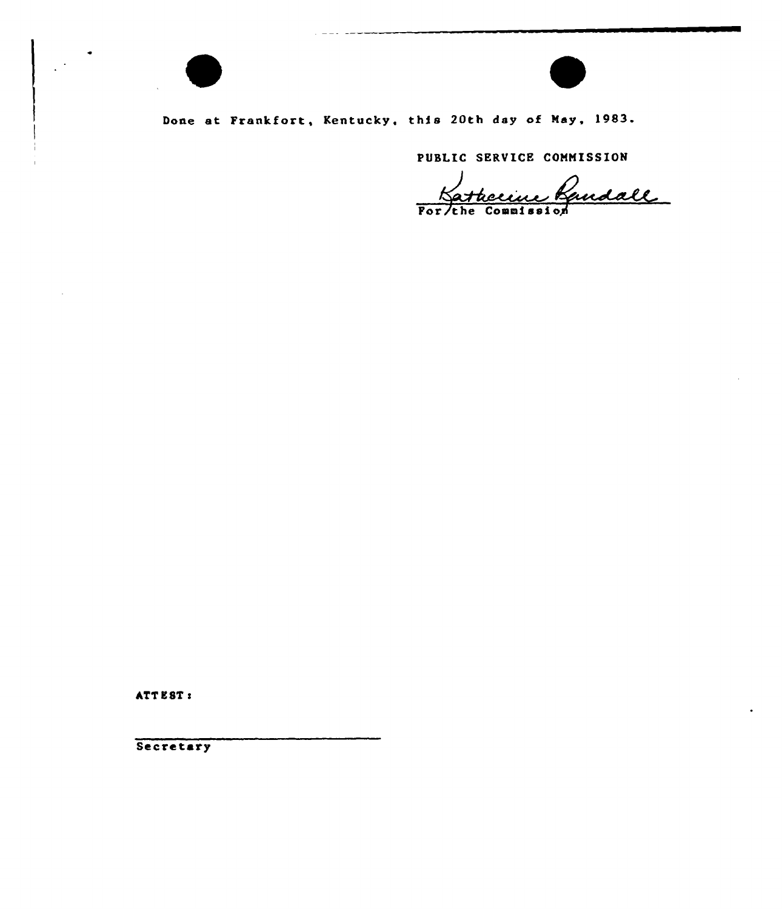Done at Frankfort, Kentucky, this 20th day of May, 1983.

PUBLIC SERVICE COMMISSION

Katherine Randall
For the Commission

ATTEST:

Secretary